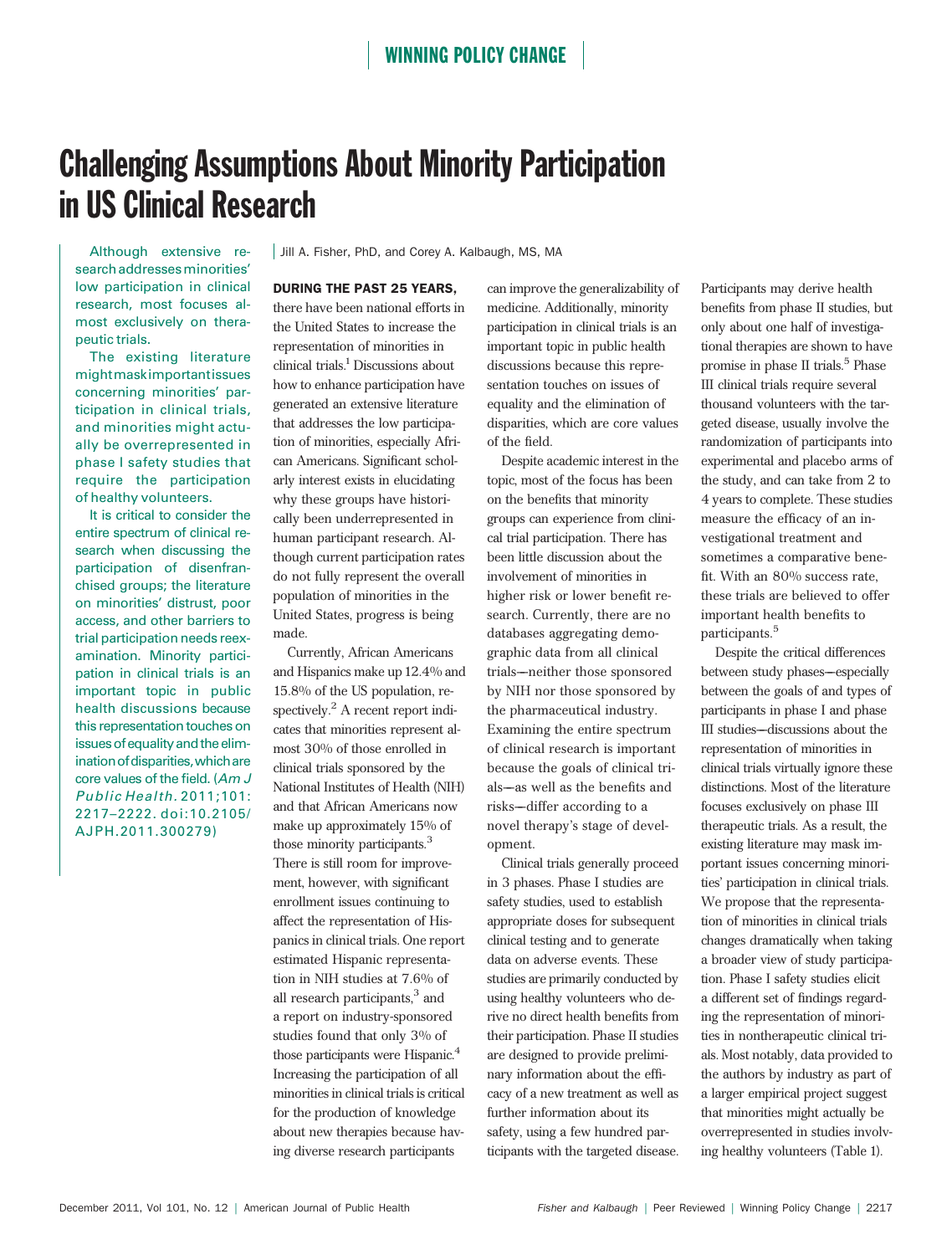WINNING POLICY CHANGE

# Challenging Assumptions About Minority Participation in US Clinical Research

Although extensive research addresses minorities' low participation in clinical research, most focuses almost exclusively on therapeutic trials.

The existing literature might mask important issues concerning minorities' participation in clinical trials, and minorities might actually be overrepresented in phase I safety studies that require the participation of healthy volunteers.

It is critical to consider the entire spectrum of clinical research when discussing the participation of disenfranchised groups; the literature on minorities' distrust, poor access, and other barriers to trial participation needs reexamination. Minority participation in clinical trials is an important topic in public health discussions because this representation touches on issues of equality and the elimination of disparities, which are core values of the field. (*Am J Public Health*. 2011;101:2217–2222. doi:10.2105/AJPH.2011.300279)

Jill A. Fisher, PhD, and Corey A. Kalbaugh, MS, MA

**DURING THE PAST 25 YEARS,** there have been national efforts in the United States to increase the representation of minorities in clinical trials.[1] Discussions about how to enhance participation have generated an extensive literature that addresses the low participation of minorities, especially African Americans. Significant scholarly interest exists in elucidating why these groups have historically been underrepresented in human participant research. Although current participation rates do not fully represent the overall population of minorities in the United States, progress is being made.

Currently, African Americans and Hispanics make up 12.4% and 15.8% of the US population, respectively.[2] A recent report indicates that minorities represent almost 30% of those enrolled in clinical trials sponsored by the National Institutes of Health (NIH) and that African Americans now make up approximately 15% of those minority participants.[3] There is still room for improvement, however, with significant enrollment issues continuing to affect the representation of Hispanics in clinical trials. One report estimated Hispanic representation in NIH studies at 7.6% of all research participants,[3] and a report on industry-sponsored studies found that only 3% of those participants were Hispanic.[4] Increasing the participation of all minorities in clinical trials is critical for the production of knowledge about new therapies because having diverse research participants can improve the generalizability of medicine. Additionally, minority participation in clinical trials is an important topic in public health discussions because this representation touches on issues of equality and the elimination of disparities, which are core values of the field.

Despite academic interest in the topic, most of the focus has been on the benefits that minority groups can experience from clinical trial participation. There has been little discussion about the involvement of minorities in higher risk or lower benefit research. Currently, there are no databases aggregating demographic data from all clinical trials—neither those sponsored by NIH nor those sponsored by the pharmaceutical industry. Examining the entire spectrum of clinical research is important because the goals of clinical trials—as well as the benefits and risks—differ according to a novel therapy's stage of development.

Clinical trials generally proceed in 3 phases. Phase I studies are safety studies, used to establish appropriate doses for subsequent clinical testing and to generate data on adverse events. These studies are primarily conducted by using healthy volunteers who derive no direct health benefits from their participation. Phase II studies are designed to provide preliminary information about the efficacy of a new treatment as well as further information about its safety, using a few hundred participants with the targeted disease. Participants may derive health benefits from phase II studies, but only about one half of investigational therapies are shown to have promise in phase II trials.[5] Phase III clinical trials require several thousand volunteers with the targeted disease, usually involve the randomization of participants into experimental and placebo arms of the study, and can take from 2 to 4 years to complete. These studies measure the efficacy of an investigational treatment and sometimes a comparative benefit. With an 80% success rate, these trials are believed to offer important health benefits to participants.[5]

Despite the critical differences between study phases—especially between the goals of and types of participants in phase I and phase III studies—discussions about the representation of minorities in clinical trials virtually ignore these distinctions. Most of the literature focuses exclusively on phase III therapeutic trials. As a result, the existing literature may mask important issues concerning minorities' participation in clinical trials. We propose that the representation of minorities in clinical trials changes dramatically when taking a broader view of study participation. Phase I safety studies elicit a different set of findings regarding the representation of minorities in nontherapeutic clinical trials. Most notably, data provided to the authors by industry as part of a larger empirical project suggest that minorities might actually be overrepresented in studies involving healthy volunteers (Table 1).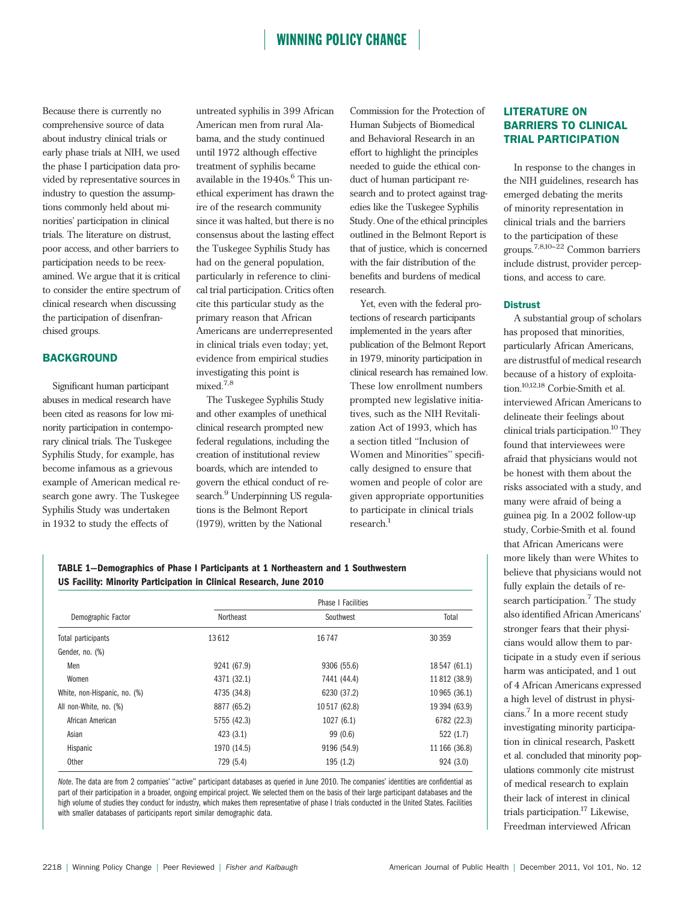Because there is currently no comprehensive source of data about industry clinical trials or early phase trials at NIH, we used the phase I participation data provided by representative sources in industry to question the assumptions commonly held about minorities' participation in clinical trials. The literature on distrust, poor access, and other barriers to participation needs to be reexamined. We argue that it is critical to consider the entire spectrum of clinical research when discussing the participation of disenfranchised groups.

## BACKGROUND

Significant human participant abuses in medical research have been cited as reasons for low minority participation in contemporary clinical trials. The Tuskegee Syphilis Study, for example, has become infamous as a grievous example of American medical research gone awry. The Tuskegee Syphilis Study was undertaken in 1932 to study the effects of untreated syphilis in 399 African American men from rural Alabama, and the study continued until 1972 although effective treatment of syphilis became available in the 1940s.[6] This unethical experiment has drawn the ire of the research community since it was halted, but there is no consensus about the lasting effect the Tuskegee Syphilis Study has had on the general population, particularly in reference to clinical trial participation. Critics often cite this particular study as the primary reason that African Americans are underrepresented in clinical trials even today; yet, evidence from empirical studies investigating this point is mixed.[7,8]

The Tuskegee Syphilis Study and other examples of unethical clinical research prompted new federal regulations, including the creation of institutional review boards, which are intended to govern the ethical conduct of research.[9] Underpinning US regulations is the Belmont Report (1979), written by the National Commission for the Protection of Human Subjects of Biomedical and Behavioral Research in an effort to highlight the principles needed to guide the ethical conduct of human participant research and to protect against tragedies like the Tuskegee Syphilis Study. One of the ethical principles outlined in the Belmont Report is that of justice, which is concerned with the fair distribution of the benefits and burdens of medical research.

Yet, even with the federal protections of research participants implemented in the years after publication of the Belmont Report in 1979, minority participation in clinical research has remained low. These low enrollment numbers prompted new legislative initiatives, such as the NIH Revitalization Act of 1993, which has a section titled "Inclusion of Women and Minorities" specifically designed to ensure that women and people of color are given appropriate opportunities to participate in clinical trials research.[1]

**TABLE 1—Demographics of Phase I Participants at 1 Northeastern and 1 Southwestern US Facility: Minority Participation in Clinical Research, June 2010**

| | Phase I Facilities | | |
|---|---|---|---|
| Demographic Factor | Northeast | Southwest | Total |
| Total participants | 13 612 | 16 747 | 30 359 |
| Gender, no. (%) | | | |
| Men | 9241 (67.9) | 9306 (55.6) | 18 547 (61.1) |
| Women | 4371 (32.1) | 7441 (44.4) | 11 812 (38.9) |
| White, non-Hispanic, no. (%) | 4735 (34.8) | 6230 (37.2) | 10 965 (36.1) |
| All non-White, no. (%) | 8877 (65.2) | 10 517 (62.8) | 19 394 (63.9) |
| African American | 5755 (42.3) | 1027 (6.1) | 6782 (22.3) |
| Asian | 423 (3.1) | 99 (0.6) | 522 (1.7) |
| Hispanic | 1970 (14.5) | 9196 (54.9) | 11 166 (36.8) |
| Other | 729 (5.4) | 195 (1.2) | 924 (3.0) |

*Note.* The data are from 2 companies' "active" participant databases as queried in June 2010. The companies' identities are confidential as part of their participation in a broader, ongoing empirical project. We selected them on the basis of their large participant databases and the high volume of studies they conduct for industry, which makes them representative of phase I trials conducted in the United States. Facilities with smaller databases of participants report similar demographic data.

## LITERATURE ON BARRIERS TO CLINICAL TRIAL PARTICIPATION

In response to the changes in the NIH guidelines, research has emerged debating the merits of minority representation in clinical trials and the barriers to the participation of these groups.[7,8,10–22] Common barriers include distrust, provider perceptions, and access to care.

### Distrust

A substantial group of scholars has proposed that minorities, particularly African Americans, are distrustful of medical research because of a history of exploitation.[10,12,18] Corbie-Smith et al. interviewed African Americans to delineate their feelings about clinical trials participation.[10] They found that interviewees were afraid that physicians would not be honest with them about the risks associated with a study, and many were afraid of being a guinea pig. In a 2002 follow-up study, Corbie-Smith et al. found that African Americans were more likely than were Whites to believe that physicians would not fully explain the details of research participation.[7] The study also identified African Americans' stronger fears that their physicians would allow them to participate in a study even if serious harm was anticipated, and 1 out of 4 African Americans expressed a high level of distrust in physicians.[7] In a more recent study investigating minority participation in clinical research, Paskett et al. concluded that minority populations commonly cite mistrust of medical research to explain their lack of interest in clinical trials participation.[17] Likewise, Freedman interviewed African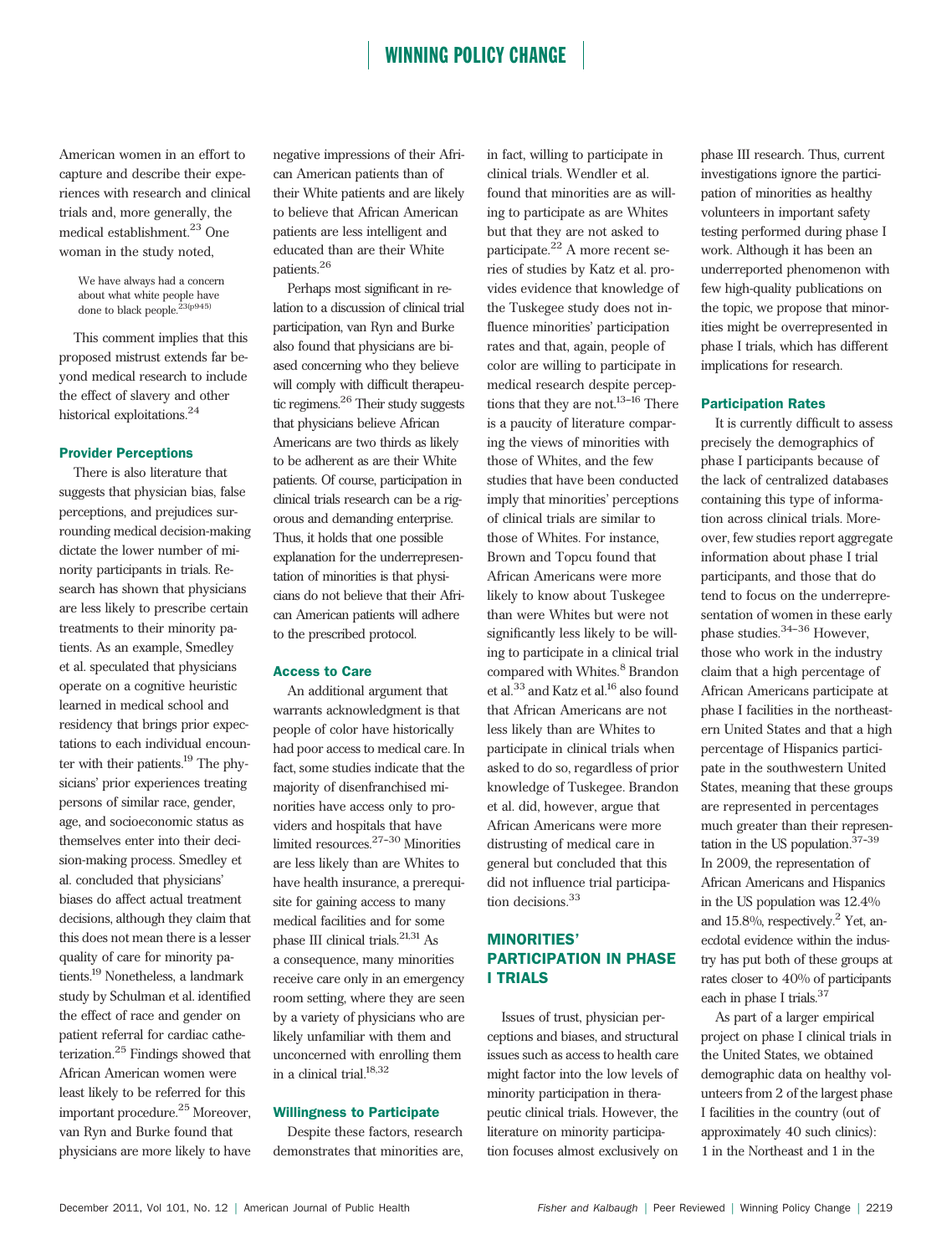American women in an effort to capture and describe their experiences with research and clinical trials and, more generally, the medical establishment.[23] One woman in the study noted,

> We have always had a concern about what white people have done to black people.[23(p945)]

This comment implies that this proposed mistrust extends far beyond medical research to include the effect of slavery and other historical exploitations.[24]

### Provider Perceptions

There is also literature that suggests that physician bias, false perceptions, and prejudices surrounding medical decision-making dictate the lower number of minority participants in trials. Research has shown that physicians are less likely to prescribe certain treatments to their minority patients. As an example, Smedley et al. speculated that physicians operate on a cognitive heuristic learned in medical school and residency that brings prior expectations to each individual encounter with their patients.[19] The physicians' prior experiences treating persons of similar race, gender, age, and socioeconomic status as themselves enter into their decision-making process. Smedley et al. concluded that physicians' biases do affect actual treatment decisions, although they claim that this does not mean there is a lesser quality of care for minority patients.[19] Nonetheless, a landmark study by Schulman et al. identified the effect of race and gender on patient referral for cardiac catheterization.[25] Findings showed that African American women were least likely to be referred for this important procedure.[25] Moreover, van Ryn and Burke found that physicians are more likely to have negative impressions of their African American patients than of their White patients and are likely to believe that African American patients are less intelligent and educated than are their White patients.[26]

Perhaps most significant in relation to a discussion of clinical trial participation, van Ryn and Burke also found that physicians are biased concerning who they believe will comply with difficult therapeutic regimens.[26] Their study suggests that physicians believe African Americans are two thirds as likely to be adherent as are their White patients. Of course, participation in clinical trials research can be a rigorous and demanding enterprise. Thus, it holds that one possible explanation for the underrepresentation of minorities is that physicians do not believe that their African American patients will adhere to the prescribed protocol.

### Access to Care

An additional argument that warrants acknowledgment is that people of color have historically had poor access to medical care. In fact, some studies indicate that the majority of disenfranchised minorities have access only to providers and hospitals that have limited resources.[27–30] Minorities are less likely than are Whites to have health insurance, a prerequisite for gaining access to many medical facilities and for some phase III clinical trials.[21,31] As a consequence, many minorities receive care only in an emergency room setting, where they are seen by a variety of physicians who are likely unfamiliar with them and unconcerned with enrolling them in a clinical trial.[18,32]

### Willingness to Participate

Despite these factors, research demonstrates that minorities are, in fact, willing to participate in clinical trials. Wendler et al. found that minorities are as willing to participate as are Whites but that they are not asked to participate.[22] A more recent series of studies by Katz et al. provides evidence that knowledge of the Tuskegee study does not influence minorities' participation rates and that, again, people of color are willing to participate in medical research despite perceptions that they are not.[13–16] There is a paucity of literature comparing the views of minorities with those of Whites, and the few studies that have been conducted imply that minorities' perceptions of clinical trials are similar to those of Whites. For instance, Brown and Topcu found that African Americans were more likely to know about Tuskegee than were Whites but were not significantly less likely to be willing to participate in a clinical trial compared with Whites.[8] Brandon et al.[33] and Katz et al.[16] also found that African Americans are not less likely than are Whites to participate in clinical trials when asked to do so, regardless of prior knowledge of Tuskegee. Brandon et al. did, however, argue that African Americans were more distrusting of medical care in general but concluded that this did not influence trial participation decisions.[33]

## MINORITIES' PARTICIPATION IN PHASE I TRIALS

Issues of trust, physician perceptions and biases, and structural issues such as access to health care might factor into the low levels of minority participation in therapeutic clinical trials. However, the literature on minority participation focuses almost exclusively on phase III research. Thus, current investigations ignore the participation of minorities as healthy volunteers in important safety testing performed during phase I work. Although it has been an underreported phenomenon with few high-quality publications on the topic, we propose that minorities might be overrepresented in phase I trials, which has different implications for research.

### Participation Rates

It is currently difficult to assess precisely the demographics of phase I participants because of the lack of centralized databases containing this type of information across clinical trials. Moreover, few studies report aggregate information about phase I trial participants, and those that do tend to focus on the underrepresentation of women in these early phase studies.[34–36] However, those who work in the industry claim that a high percentage of African Americans participate at phase I facilities in the northeastern United States and that a high percentage of Hispanics participate in the southwestern United States, meaning that these groups are represented in percentages much greater than their representation in the US population.[37–39] In 2009, the representation of African Americans and Hispanics in the US population was 12.4% and 15.8%, respectively.[2] Yet, anecdotal evidence within the industry has put both of these groups at rates closer to 40% of participants each in phase I trials.[37]

As part of a larger empirical project on phase I clinical trials in the United States, we obtained demographic data on healthy volunteers from 2 of the largest phase I facilities in the country (out of approximately 40 such clinics): 1 in the Northeast and 1 in the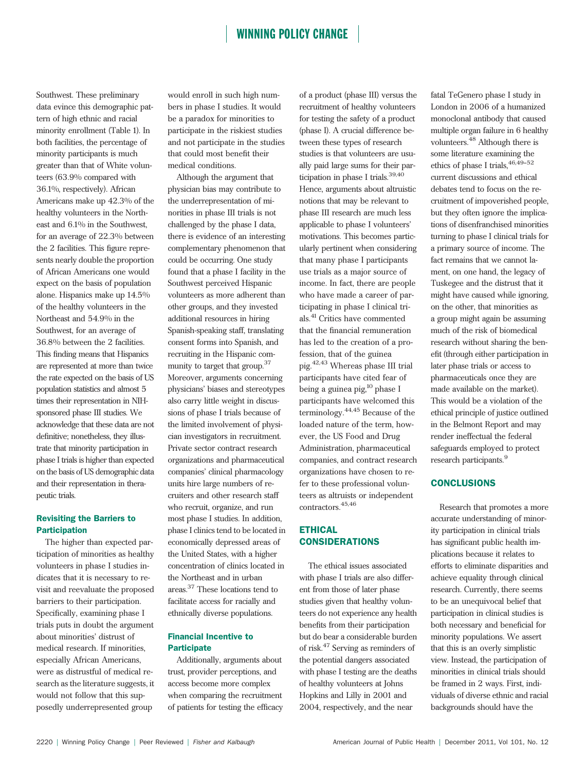Southwest. These preliminary data evince this demographic pattern of high ethnic and racial minority enrollment (Table 1). In both facilities, the percentage of minority participants is much greater than that of White volunteers (63.9% compared with 36.1%, respectively). African Americans make up 42.3% of the healthy volunteers in the Northeast and 6.1% in the Southwest, for an average of 22.3% between the 2 facilities. This figure represents nearly double the proportion of African Americans one would expect on the basis of population alone. Hispanics make up 14.5% of the healthy volunteers in the Northeast and 54.9% in the Southwest, for an average of 36.8% between the 2 facilities. This finding means that Hispanics are represented at more than twice the rate expected on the basis of US population statistics and almost 5 times their representation in NIH-sponsored phase III studies. We acknowledge that these data are not definitive; nonetheless, they illustrate that minority participation in phase I trials is higher than expected on the basis of US demographic data and their representation in therapeutic trials.

### Revisiting the Barriers to Participation

The higher than expected participation of minorities as healthy volunteers in phase I studies indicates that it is necessary to revisit and reevaluate the proposed barriers to their participation. Specifically, examining phase I trials puts in doubt the argument about minorities' distrust of medical research. If minorities, especially African Americans, were as distrustful of medical research as the literature suggests, it would not follow that this supposedly underrepresented group would enroll in such high numbers in phase I studies. It would be a paradox for minorities to participate in the riskiest studies and not participate in the studies that could most benefit their medical conditions.

Although the argument that physician bias may contribute to the underrepresentation of minorities in phase III trials is not challenged by the phase I data, there is evidence of an interesting complementary phenomenon that could be occurring. One study found that a phase I facility in the Southwest perceived Hispanic volunteers as more adherent than other groups, and they invested additional resources in hiring Spanish-speaking staff, translating consent forms into Spanish, and recruiting in the Hispanic community to target that group.[37] Moreover, arguments concerning physicians' biases and stereotypes also carry little weight in discussions of phase I trials because of the limited involvement of physician investigators in recruitment. Private sector contract research organizations and pharmaceutical companies' clinical pharmacology units hire large numbers of recruiters and other research staff who recruit, organize, and run most phase I studies. In addition, phase I clinics tend to be located in economically depressed areas of the United States, with a higher concentration of clinics located in the Northeast and in urban areas.[37] These locations tend to facilitate access for racially and ethnically diverse populations.

### Financial Incentive to Participate

Additionally, arguments about trust, provider perceptions, and access become more complex when comparing the recruitment of patients for testing the efficacy of a product (phase III) versus the recruitment of healthy volunteers for testing the safety of a product (phase I). A crucial difference between these types of research studies is that volunteers are usually paid large sums for their participation in phase I trials.[39,40] Hence, arguments about altruistic notions that may be relevant to phase III research are much less applicable to phase I volunteers' motivations. This becomes particularly pertinent when considering that many phase I participants use trials as a major source of income. In fact, there are people who have made a career of participating in phase I clinical trials.[41] Critics have commented that the financial remuneration has led to the creation of a profession, that of the guinea pig.[42,43] Whereas phase III trial participants have cited fear of being a guinea pig,[10] phase I participants have welcomed this terminology.[44,45] Because of the loaded nature of the term, however, the US Food and Drug Administration, pharmaceutical companies, and contract research organizations have chosen to refer to these professional volunteers as altruists or independent contractors.[45,46]

## ETHICAL CONSIDERATIONS

The ethical issues associated with phase I trials are also different from those of later phase studies given that healthy volunteers do not experience any health benefits from their participation but do bear a considerable burden of risk.[47] Serving as reminders of the potential dangers associated with phase I testing are the deaths of healthy volunteers at Johns Hopkins and Lilly in 2001 and 2004, respectively, and the near fatal TeGenero phase I study in London in 2006 of a humanized monoclonal antibody that caused multiple organ failure in 6 healthy volunteers.[48] Although there is some literature examining the ethics of phase I trials,[46,49–52] current discussions and ethical debates tend to focus on the recruitment of impoverished people, but they often ignore the implications of disenfranchised minorities turning to phase I clinical trials for a primary source of income. The fact remains that we cannot lament, on one hand, the legacy of Tuskegee and the distrust that it might have caused while ignoring, on the other, that minorities as a group might again be assuming much of the risk of biomedical research without sharing the benefit (through either participation in later phase trials or access to pharmaceuticals once they are made available on the market). This would be a violation of the ethical principle of justice outlined in the Belmont Report and may render ineffectual the federal safeguards employed to protect research participants.[9]

## CONCLUSIONS

Research that promotes a more accurate understanding of minority participation in clinical trials has significant public health implications because it relates to efforts to eliminate disparities and achieve equality through clinical research. Currently, there seems to be an unequivocal belief that participation in clinical studies is both necessary and beneficial for minority populations. We assert that this is an overly simplistic view. Instead, the participation of minorities in clinical trials should be framed in 2 ways. First, individuals of diverse ethnic and racial backgrounds should have the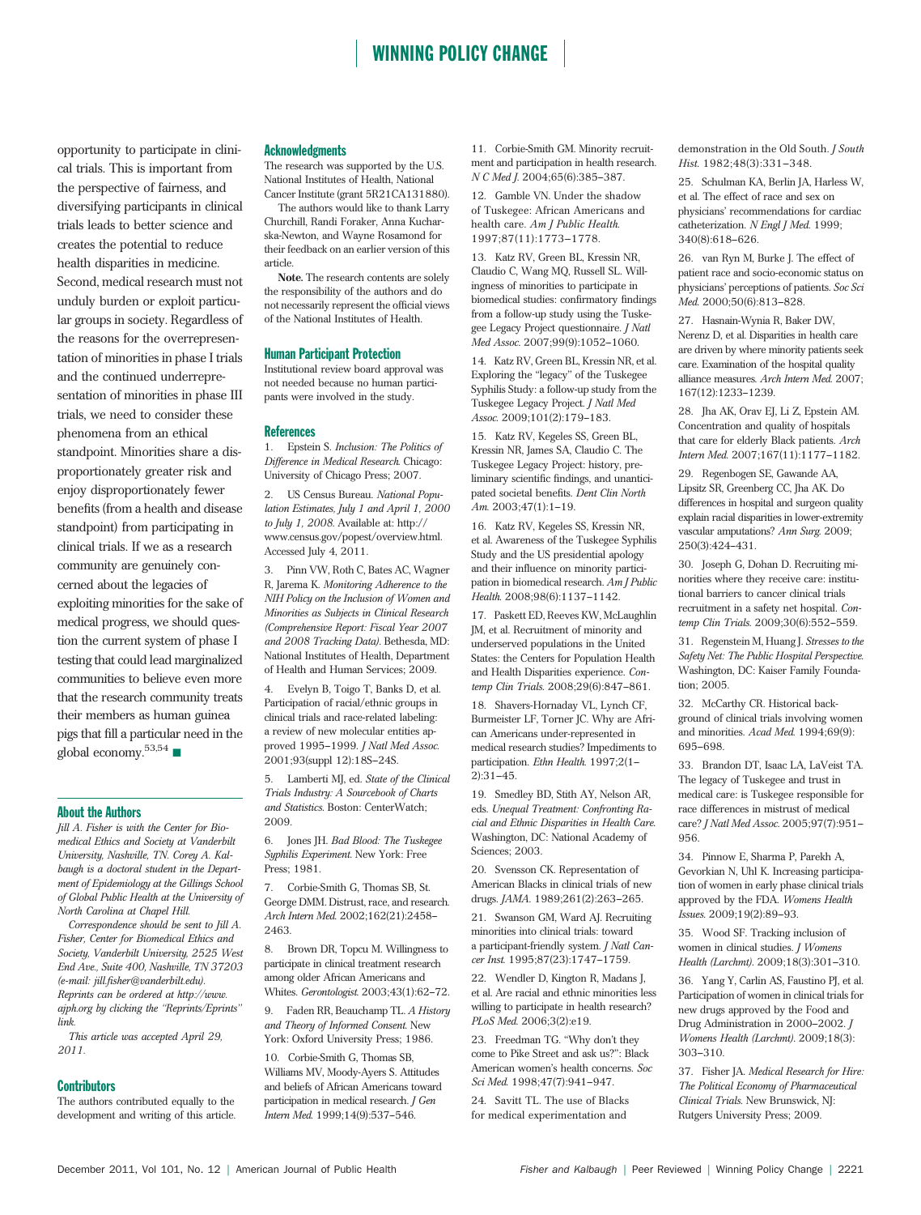opportunity to participate in clinical trials. This is important from the perspective of fairness, and diversifying participants in clinical trials leads to better science and creates the potential to reduce health disparities in medicine. Second, medical research must not unduly burden or exploit particular groups in society. Regardless of the reasons for the overrepresentation of minorities in phase I trials and the continued underrepresentation of minorities in phase III trials, we need to consider these phenomena from an ethical standpoint. Minorities share a disproportionately greater risk and enjoy disproportionately fewer benefits (from a health and disease standpoint) from participating in clinical trials. If we as a research community are genuinely concerned about the legacies of exploiting minorities for the sake of medical progress, we should question the current system of phase I testing that could lead marginalized communities to believe even more that the research community treats their members as human guinea pigs that fill a particular need in the global economy.[53,54] ■

### About the Authors

*Jill A. Fisher is with the Center for Biomedical Ethics and Society at Vanderbilt University, Nashville, TN. Corey A. Kalbaugh is a doctoral student in the Department of Epidemiology at the Gillings School of Global Public Health at the University of North Carolina at Chapel Hill.*

*Correspondence should be sent to Jill A. Fisher, Center for Biomedical Ethics and Society, Vanderbilt University, 2525 West End Ave., Suite 400, Nashville, TN 37203 (e-mail: jill.fisher@vanderbilt.edu). Reprints can be ordered at http://www.ajph.org by clicking the "Reprints/Eprints" link.*

*This article was accepted April 29, 2011.*

### Contributors

The authors contributed equally to the development and writing of this article.

### Acknowledgments

The research was supported by the U.S. National Institutes of Health, National Cancer Institute (grant 5R21CA131880).

The authors would like to thank Larry Churchill, Randi Foraker, Anna Kucharska-Newton, and Wayne Rosamond for their feedback on an earlier version of this article.

**Note.** The research contents are solely the responsibility of the authors and do not necessarily represent the official views of the National Institutes of Health.

### Human Participant Protection

Institutional review board approval was not needed because no human participants were involved in the study.

### References

1. Epstein S. *Inclusion: The Politics of Difference in Medical Research.* Chicago: University of Chicago Press; 2007.
2. US Census Bureau. *National Population Estimates, July 1 and April 1, 2000 to July 1, 2008.* Available at: http://www.census.gov/popest/overview.html. Accessed July 4, 2011.
3. Pinn VW, Roth C, Bates AC, Wagner R, Jarema K. *Monitoring Adherence to the NIH Policy on the Inclusion of Women and Minorities as Subjects in Clinical Research (Comprehensive Report: Fiscal Year 2007 and 2008 Tracking Data).* Bethesda, MD: National Institutes of Health, Department of Health and Human Services; 2009.
4. Evelyn B, Toigo T, Banks D, et al. Participation of racial/ethnic groups in clinical trials and race-related labeling: a review of new molecular entities approved 1995–1999. *J Natl Med Assoc.* 2001;93(suppl 12):18S–24S.
5. Lamberti MJ, ed. *State of the Clinical Trials Industry: A Sourcebook of Charts and Statistics.* Boston: CenterWatch; 2009.
6. Jones JH. *Bad Blood: The Tuskegee Syphilis Experiment.* New York: Free Press; 1981.
7. Corbie-Smith G, Thomas SB, St. George DMM. Distrust, race, and research. *Arch Intern Med.* 2002;162(21):2458–2463.
8. Brown DR, Topcu M. Willingness to participate in clinical treatment research among older African Americans and Whites. *Gerontologist.* 2003;43(1):62–72.
9. Faden RR, Beauchamp TL. *A History and Theory of Informed Consent.* New York: Oxford University Press; 1986.
10. Corbie-Smith G, Thomas SB, Williams MV, Moody-Ayers S. Attitudes and beliefs of African Americans toward participation in medical research. *J Gen Intern Med.* 1999;14(9):537–546.
11. Corbie-Smith GM. Minority recruitment and participation in health research. *N C Med J.* 2004;65(6):385–387.
12. Gamble VN. Under the shadow of Tuskegee: African Americans and health care. *Am J Public Health.* 1997;87(11):1773–1778.
13. Katz RV, Green BL, Kressin NR, Claudio C, Wang MQ, Russell SL. Willingness of minorities to participate in biomedical studies: confirmatory findings from a follow-up study using the Tuskegee Legacy Project questionnaire. *J Natl Med Assoc.* 2007;99(9):1052–1060.
14. Katz RV, Green BL, Kressin NR, et al. Exploring the "legacy" of the Tuskegee Syphilis Study: a follow-up study from the Tuskegee Legacy Project. *J Natl Med Assoc.* 2009;101(2):179–183.
15. Katz RV, Kegeles SS, Green BL, Kressin NR, James SA, Claudio C. The Tuskegee Legacy Project: history, preliminary scientific findings, and unanticipated societal benefits. *Dent Clin North Am.* 2003;47(1):1–19.
16. Katz RV, Kegeles SS, Kressin NR, et al. Awareness of the Tuskegee Syphilis Study and the US presidential apology and their influence on minority participation in biomedical research. *Am J Public Health.* 2008;98(6):1137–1142.
17. Paskett ED, Reeves KW, McLaughlin JM, et al. Recruitment of minority and underserved populations in the United States: the Centers for Population Health and Health Disparities experience. *Contemp Clin Trials.* 2008;29(6):847–861.
18. Shavers-Hornaday VL, Lynch CF, Burmeister LF, Torner JC. Why are African Americans under-represented in medical research studies? Impediments to participation. *Ethn Health.* 1997;2(1–2):31–45.
19. Smedley BD, Stith AY, Nelson AR, eds. *Unequal Treatment: Confronting Racial and Ethnic Disparities in Health Care.* Washington, DC: National Academy of Sciences; 2003.
20. Svensson CK. Representation of American Blacks in clinical trials of new drugs. *JAMA.* 1989;261(2):263–265.
21. Swanson GM, Ward AJ. Recruiting minorities into clinical trials: toward a participant-friendly system. *J Natl Cancer Inst.* 1995;87(23):1747–1759.
22. Wendler D, Kington R, Madans J, et al. Are racial and ethnic minorities less willing to participate in health research? *PLoS Med.* 2006;3(2):e19.
23. Freedman TG. "Why don't they come to Pike Street and ask us?": Black American women's health concerns. *Soc Sci Med.* 1998;47(7):941–947.
24. Savitt TL. The use of Blacks for medical experimentation and demonstration in the Old South. *J South Hist.* 1982;48(3):331–348.
25. Schulman KA, Berlin JA, Harless W, et al. The effect of race and sex on physicians' recommendations for cardiac catheterization. *N Engl J Med.* 1999; 340(8):618–626.
26. van Ryn M, Burke J. The effect of patient race and socio-economic status on physicians' perceptions of patients. *Soc Sci Med.* 2000;50(6):813–828.
27. Hasnain-Wynia R, Baker DW, Nerenz D, et al. Disparities in health care are driven by where minority patients seek care. Examination of the hospital quality alliance measures. *Arch Intern Med.* 2007; 167(12):1233–1239.
28. Jha AK, Orav EJ, Li Z, Epstein AM. Concentration and quality of hospitals that care for elderly Black patients. *Arch Intern Med.* 2007;167(11):1177–1182.
29. Regenbogen SE, Gawande AA, Lipsitz SR, Greenberg CC, Jha AK. Do differences in hospital and surgeon quality explain racial disparities in lower-extremity vascular amputations? *Ann Surg.* 2009; 250(3):424–431.
30. Joseph G, Dohan D. Recruiting minorities where they receive care: institutional barriers to cancer clinical trials recruitment in a safety net hospital. *Contemp Clin Trials.* 2009;30(6):552–559.
31. Regenstein M, Huang J. *Stresses to the Safety Net: The Public Hospital Perspective.* Washington, DC: Kaiser Family Foundation; 2005.
32. McCarthy CR. Historical background of clinical trials involving women and minorities. *Acad Med.* 1994;69(9): 695–698.
33. Brandon DT, Isaac LA, LaVeist TA. The legacy of Tuskegee and trust in medical care: is Tuskegee responsible for race differences in mistrust of medical care? *J Natl Med Assoc.* 2005;97(7):951–956.
34. Pinnow E, Sharma P, Parekh A, Gevorkian N, Uhl K. Increasing participation of women in early phase clinical trials approved by the FDA. *Womens Health Issues.* 2009;19(2):89–93.
35. Wood SF. Tracking inclusion of women in clinical studies. *J Womens Health (Larchmt).* 2009;18(3):301–310.
36. Yang Y, Carlin AS, Faustino PJ, et al. Participation of women in clinical trials for new drugs approved by the Food and Drug Administration in 2000–2002. *J Womens Health (Larchmt).* 2009;18(3): 303–310.
37. Fisher JA. *Medical Research for Hire: The Political Economy of Pharmaceutical Clinical Trials.* New Brunswick, NJ: Rutgers University Press; 2009.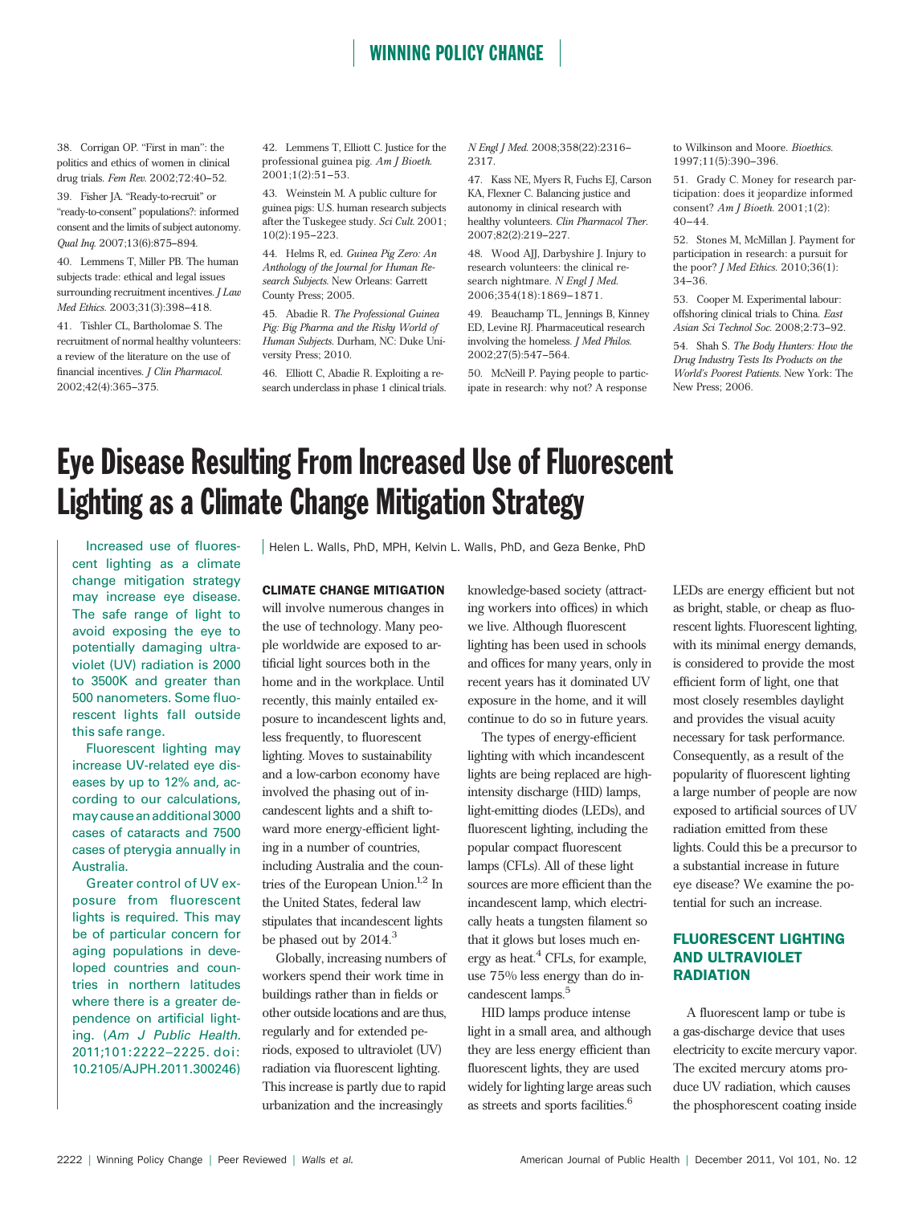38. Corrigan OP. "First in man": the politics and ethics of women in clinical drug trials. *Fem Rev.* 2002;72:40–52.

39. Fisher JA. "Ready-to-recruit" or "ready-to-consent" populations?: informed consent and the limits of subject autonomy. *Qual Inq.* 2007;13(6):875–894.

40. Lemmens T, Miller PB. The human subjects trade: ethical and legal issues surrounding recruitment incentives. *J Law Med Ethics.* 2003;31(3):398–418.

41. Tishler CL, Bartholomae S. The recruitment of normal healthy volunteers: a review of the literature on the use of financial incentives. *J Clin Pharmacol.* 2002;42(4):365–375.

42. Lemmens T, Elliott C. Justice for the professional guinea pig. *Am J Bioeth.* 2001;1(2):51–53.

43. Weinstein M. A public culture for guinea pigs: U.S. human research subjects after the Tuskegee study. *Sci Cult.* 2001; 10(2):195–223.

44. Helms R, ed. *Guinea Pig Zero: An Anthology of the Journal for Human Research Subjects.* New Orleans: Garrett County Press; 2005.

45. Abadie R. *The Professional Guinea Pig: Big Pharma and the Risky World of Human Subjects.* Durham, NC: Duke University Press; 2010.

46. Elliott C, Abadie R. Exploiting a research underclass in phase 1 clinical trials. *N Engl J Med.* 2008;358(22):2316–2317.

47. Kass NE, Myers R, Fuchs EJ, Carson KA, Flexner C. Balancing justice and autonomy in clinical research with healthy volunteers. *Clin Pharmacol Ther.* 2007;82(2):219–227.

48. Wood AJJ, Darbyshire J. Injury to research volunteers: the clinical research nightmare. *N Engl J Med.* 2006;354(18):1869–1871.

49. Beauchamp TL, Jennings B, Kinney ED, Levine RJ. Pharmaceutical research involving the homeless. *J Med Philos.* 2002;27(5):547–564.

50. McNeill P. Paying people to participate in research: why not? A response to Wilkinson and Moore. *Bioethics.* 1997;11(5):390–396.

51. Grady C. Money for research participation: does it jeopardize informed consent? *Am J Bioeth.* 2001;1(2): 40–44.

52. Stones M, McMillan J. Payment for participation in research: a pursuit for the poor? *J Med Ethics.* 2010;36(1): 34–36.

53. Cooper M. Experimental labour: offshoring clinical trials to China. *East Asian Sci Technol Soc.* 2008;2:73–92.

54. Shah S. *The Body Hunters: How the Drug Industry Tests Its Products on the World's Poorest Patients.* New York: The New Press; 2006.

# Eye Disease Resulting From Increased Use of Fluorescent Lighting as a Climate Change Mitigation Strategy

Helen L. Walls, PhD, MPH, Kelvin L. Walls, PhD, and Geza Benke, PhD

Increased use of fluorescent lighting as a climate change mitigation strategy may increase eye disease. The safe range of light to avoid exposing the eye to potentially damaging ultraviolet (UV) radiation is 2000 to 3500K and greater than 500 nanometers. Some fluorescent lights fall outside this safe range.

Fluorescent lighting may increase UV-related eye diseases by up to 12% and, according to our calculations, may cause an additional 3000 cases of cataracts and 7500 cases of pterygia annually in Australia.

Greater control of UV exposure from fluorescent lights is required. This may be of particular concern for aging populations in developed countries and countries in northern latitudes where there is a greater dependence on artificial lighting. (*Am J Public Health.* 2011;101:2222–2225. doi: 10.2105/AJPH.2011.300246)

**CLIMATE CHANGE MITIGATION** will involve numerous changes in the use of technology. Many people worldwide are exposed to artificial light sources both in the home and in the workplace. Until recently, this mainly entailed exposure to incandescent lights and, less frequently, to fluorescent lighting. Moves to sustainability and a low-carbon economy have involved the phasing out of incandescent lights and a shift toward more energy-efficient lighting in a number of countries, including Australia and the countries of the European Union.[1,2] In the United States, federal law stipulates that incandescent lights be phased out by 2014.[3]

Globally, increasing numbers of workers spend their work time in buildings rather than in fields or other outside locations and are thus, regularly and for extended periods, exposed to ultraviolet (UV) radiation via fluorescent lighting. This increase is partly due to rapid urbanization and the increasingly knowledge-based society (attracting workers into offices) in which we live. Although fluorescent lighting has been used in schools and offices for many years, only in recent years has it dominated UV exposure in the home, and it will continue to do so in future years.

The types of energy-efficient lighting with which incandescent lights are being replaced are high-intensity discharge (HID) lamps, light-emitting diodes (LEDs), and fluorescent lighting, including the popular compact fluorescent lamps (CFLs). All of these light sources are more efficient than the incandescent lamp, which electrically heats a tungsten filament so that it glows but loses much energy as heat.[4] CFLs, for example, use 75% less energy than do incandescent lamps.[5]

HID lamps produce intense light in a small area, and although they are less energy efficient than fluorescent lights, they are used widely for lighting large areas such as streets and sports facilities.[6] LEDs are energy efficient but not as bright, stable, or cheap as fluorescent lights. Fluorescent lighting, with its minimal energy demands, is considered to provide the most efficient form of light, one that most closely resembles daylight and provides the visual acuity necessary for task performance. Consequently, as a result of the popularity of fluorescent lighting a large number of people are now exposed to artificial sources of UV radiation emitted from these lights. Could this be a precursor to a substantial increase in future eye disease? We examine the potential for such an increase.

## FLUORESCENT LIGHTING AND ULTRAVIOLET RADIATION

A fluorescent lamp or tube is a gas-discharge device that uses electricity to excite mercury vapor. The excited mercury atoms produce UV radiation, which causes the phosphorescent coating inside